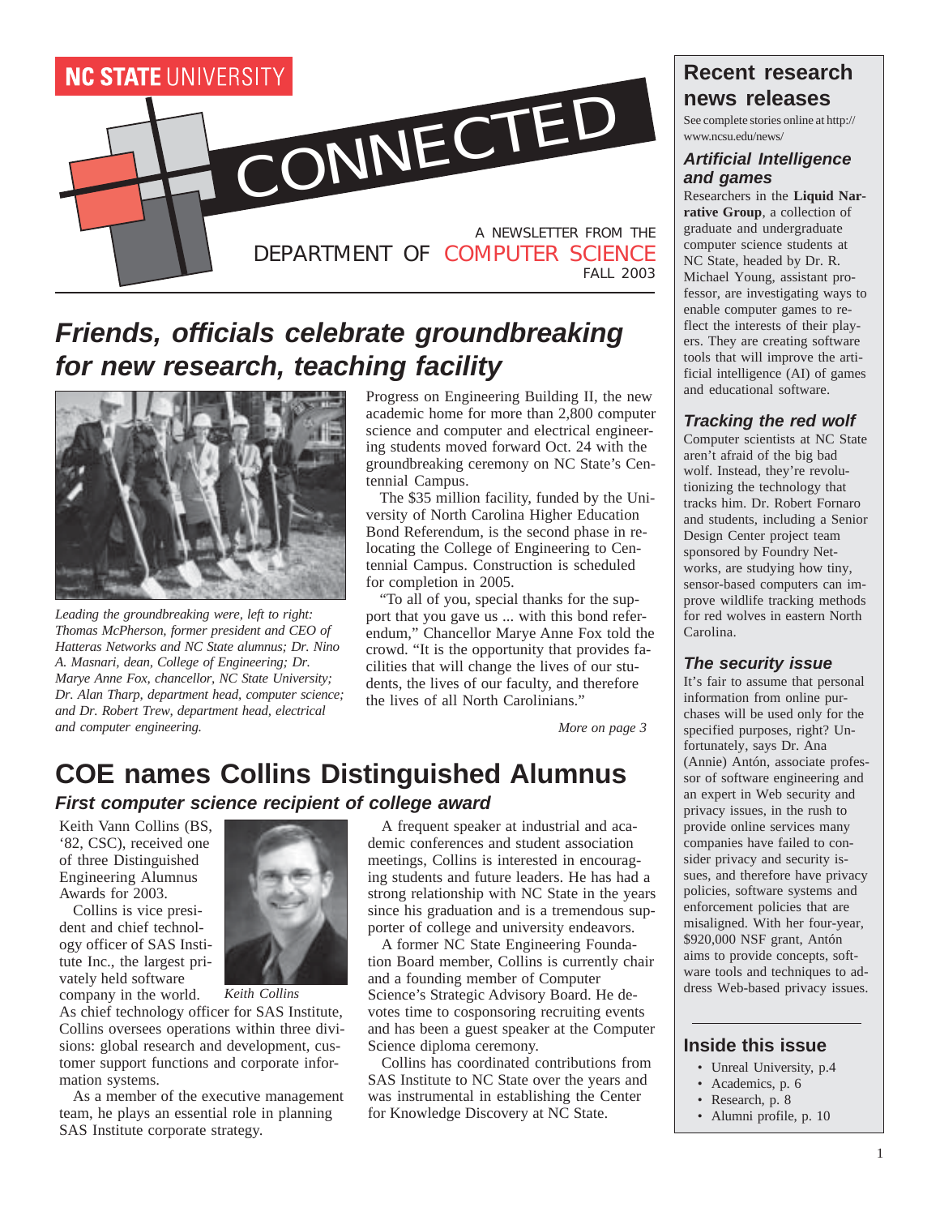NC STATE UNIVERSITY

# CONNECTED

A NEWSLETTER FROM THE DEPARTMENT OF COMPUTER SCIENCE
FALL 2003

## *Friends, officials celebrate groundbreaking for new research, teaching facility*

*Leading the groundbreaking were, left to right: Thomas McPherson, former president and CEO of Hatteras Networks and NC State alumnus; Dr. Nino A. Masnari, dean, College of Engineering; Dr. Marye Anne Fox, chancellor, NC State University; Dr. Alan Tharp, department head, computer science; and Dr. Robert Trew, department head, electrical and computer engineering.*

Progress on Engineering Building II, the new academic home for more than 2,800 computer science and computer and electrical engineering students moved forward Oct. 24 with the groundbreaking ceremony on NC State's Centennial Campus.

The $35 million facility, funded by the University of North Carolina Higher Education Bond Referendum, is the second phase in relocating the College of Engineering to Centennial Campus. Construction is scheduled for completion in 2005.

"To all of you, special thanks for the support that you gave us ... with this bond referendum," Chancellor Marye Anne Fox told the crowd. "It is the opportunity that provides facilities that will change the lives of our students, the lives of our faculty, and therefore the lives of all North Carolinians."

*More on page 3*

## COE names Collins Distinguished Alumnus

### *First computer science recipient of college award*

Keith Vann Collins (BS, '82, CSC), received one of three Distinguished Engineering Alumnus Awards for 2003.

*Keith Collins*

Collins is vice president and chief technology officer of SAS Institute Inc., the largest privately held software company in the world. As chief technology officer for SAS Institute, Collins oversees operations within three divisions: global research and development, customer support functions and corporate information systems.

As a member of the executive management team, he plays an essential role in planning SAS Institute corporate strategy.

A frequent speaker at industrial and academic conferences and student association meetings, Collins is interested in encouraging students and future leaders. He has had a strong relationship with NC State in the years since his graduation and is a tremendous supporter of college and university endeavors.

A former NC State Engineering Foundation Board member, Collins is currently chair and a founding member of Computer Science's Strategic Advisory Board. He devotes time to cosponsoring recruiting events and has been a guest speaker at the Computer Science diploma ceremony.

Collins has coordinated contributions from SAS Institute to NC State over the years and was instrumental in establishing the Center for Knowledge Discovery at NC State.

## Recent research news releases

See complete stories online at http://www.ncsu.edu/news/

### *Artificial Intelligence and games*

Researchers in the **Liquid Narrative Group**, a collection of graduate and undergraduate computer science students at NC State, headed by Dr. R. Michael Young, assistant professor, are investigating ways to enable computer games to reflect the interests of their players. They are creating software tools that will improve the artificial intelligence (AI) of games and educational software.

### *Tracking the red wolf*

Computer scientists at NC State aren't afraid of the big bad wolf. Instead, they're revolutionizing the technology that tracks him. Dr. Robert Fornaro and students, including a Senior Design Center project team sponsored by Foundry Networks, are studying how tiny, sensor-based computers can improve wildlife tracking methods for red wolves in eastern North Carolina.

### *The security issue*

It's fair to assume that personal information from online purchases will be used only for the specified purposes, right? Unfortunately, says Dr. Ana (Annie) Antón, associate professor of software engineering and an expert in Web security and privacy issues, in the rush to provide online services many companies have failed to consider privacy and security issues, and therefore have privacy policies, software systems and enforcement policies that are misaligned. With her four-year, $920,000 NSF grant, Antón aims to provide concepts, software tools and techniques to address Web-based privacy issues.

### Inside this issue

- Unreal University, p.4
- Academics, p. 6
- Research, p. 8
- Alumni profile, p. 10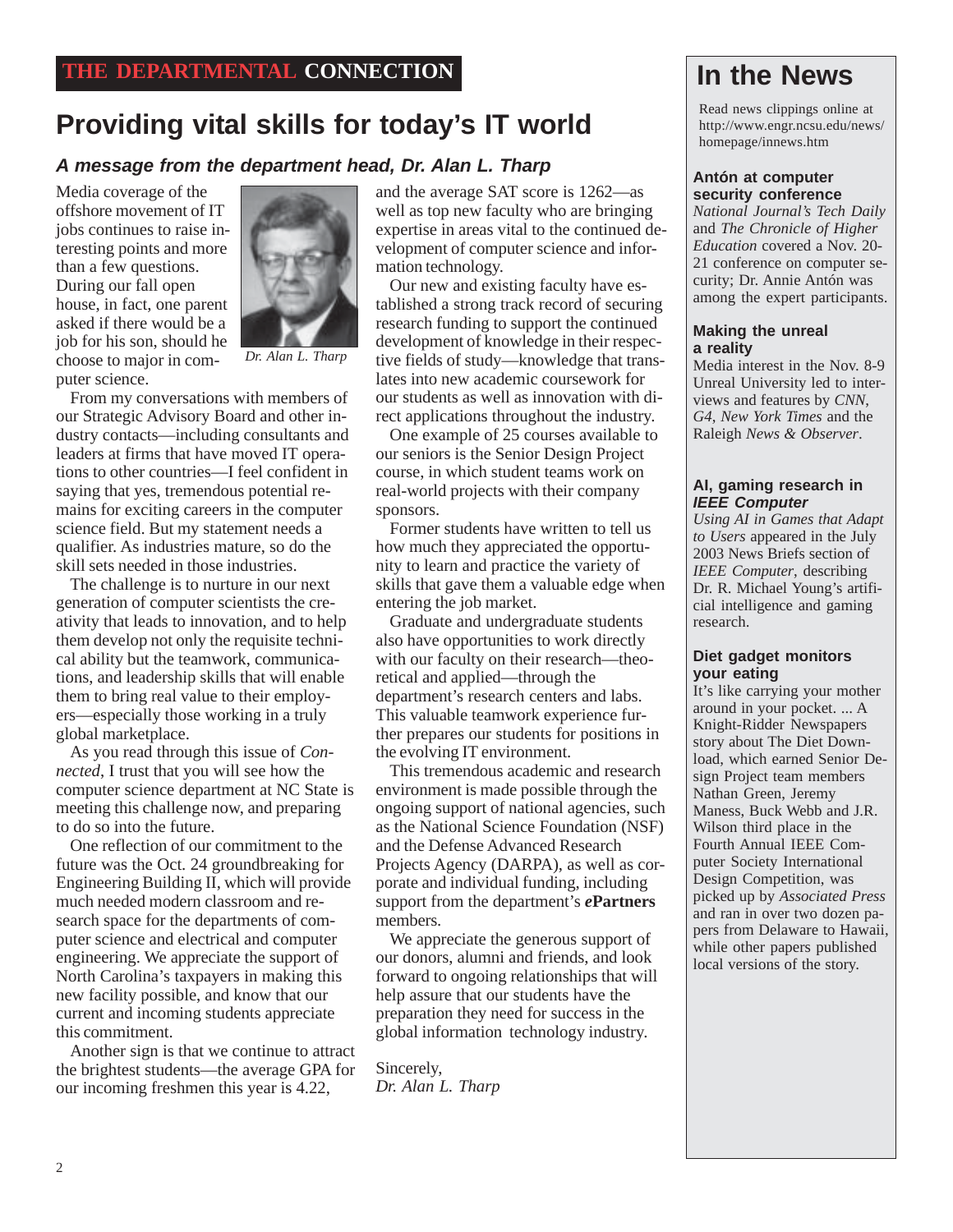THE DEPARTMENTAL **CONNECTION**

# Providing vital skills for today's IT world

### *A message from the department head, Dr. Alan L. Tharp*

Media coverage of the offshore movement of IT jobs continues to raise interesting points and more than a few questions. During our fall open house, in fact, one parent asked if there would be a job for his son, should he choose to major in computer science.

*Dr. Alan L. Tharp*

From my conversations with members of our Strategic Advisory Board and other industry contacts—including consultants and leaders at firms that have moved IT operations to other countries—I feel confident in saying that yes, tremendous potential remains for exciting careers in the computer science field. But my statement needs a qualifier. As industries mature, so do the skill sets needed in those industries.

The challenge is to nurture in our next generation of computer scientists the creativity that leads to innovation, and to help them develop not only the requisite technical ability but the teamwork, communications, and leadership skills that will enable them to bring real value to their employers—especially those working in a truly global marketplace.

As you read through this issue of *Connected*, I trust that you will see how the computer science department at NC State is meeting this challenge now, and preparing to do so into the future.

One reflection of our commitment to the future was the Oct. 24 groundbreaking for Engineering Building II, which will provide much needed modern classroom and research space for the departments of computer science and electrical and computer engineering. We appreciate the support of North Carolina's taxpayers in making this new facility possible, and know that our current and incoming students appreciate this commitment.

Another sign is that we continue to attract the brightest students—the average GPA for our incoming freshmen this year is 4.22, and the average SAT score is 1262—as well as top new faculty who are bringing expertise in areas vital to the continued development of computer science and information technology.

Our new and existing faculty have established a strong track record of securing research funding to support the continued development of knowledge in their respective fields of study—knowledge that translates into new academic coursework for our students as well as innovation with direct applications throughout the industry.

One example of 25 courses available to our seniors is the Senior Design Project course, in which student teams work on real-world projects with their company sponsors.

Former students have written to tell us how much they appreciated the opportunity to learn and practice the variety of skills that gave them a valuable edge when entering the job market.

Graduate and undergraduate students also have opportunities to work directly with our faculty on their research—theoretical and applied—through the department's research centers and labs. This valuable teamwork experience further prepares our students for positions in the evolving IT environment.

This tremendous academic and research environment is made possible through the ongoing support of national agencies, such as the National Science Foundation (NSF) and the Defense Advanced Research Projects Agency (DARPA), as well as corporate and individual funding, including support from the department's ***e*Partners** members.

We appreciate the generous support of our donors, alumni and friends, and look forward to ongoing relationships that will help assure that our students have the preparation they need for success in the global information technology industry.

Sincerely,
*Dr. Alan L. Tharp*

# In the News

Read news clippings online at http://www.engr.ncsu.edu/news/homepage/innews.htm

#### Antón at computer security conference

*National Journal's Tech Daily* and *The Chronicle of Higher Education* covered a Nov. 20-21 conference on computer security; Dr. Annie Antón was among the expert participants.

#### Making the unreal a reality

Media interest in the Nov. 8-9 Unreal University led to interviews and features by *CNN*, *G4*, *New York Times* and the Raleigh *News & Observer*.

#### AI, gaming research in *IEEE Computer*

*Using AI in Games that Adapt to Users* appeared in the July 2003 News Briefs section of *IEEE Computer*, describing Dr. R. Michael Young's artificial intelligence and gaming research.

#### Diet gadget monitors your eating

It's like carrying your mother around in your pocket. ... A Knight-Ridder Newspapers story about The Diet Download, which earned Senior Design Project team members Nathan Green, Jeremy Maness, Buck Webb and J.R. Wilson third place in the Fourth Annual IEEE Computer Society International Design Competition, was picked up by *Associated Press* and ran in over two dozen papers from Delaware to Hawaii, while other papers published local versions of the story.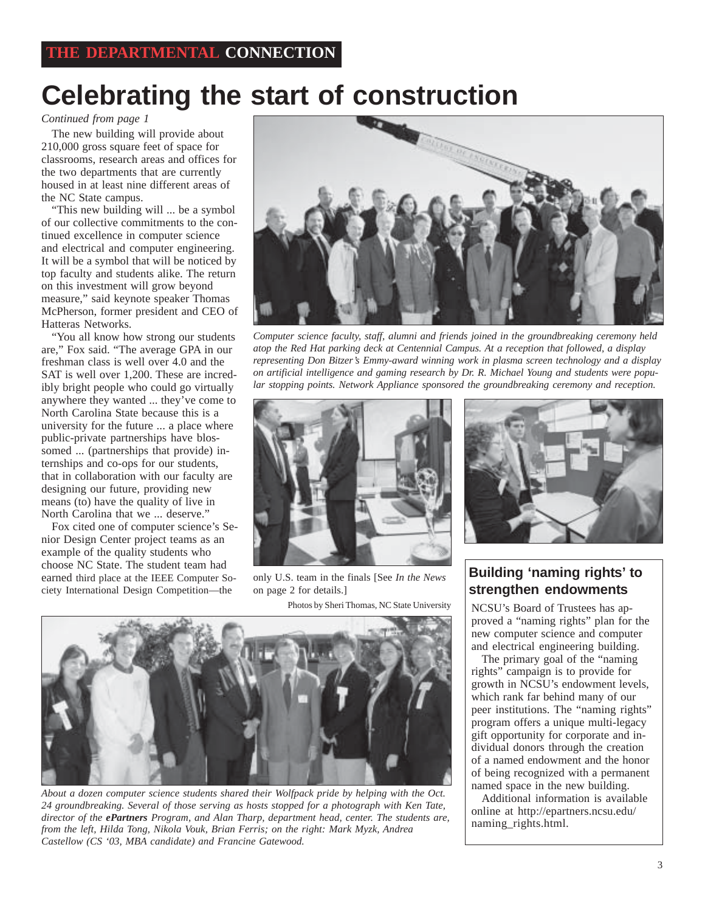THE DEPARTMENTAL CONNECTION

# Celebrating the start of construction

*Continued from page 1*

The new building will provide about 210,000 gross square feet of space for classrooms, research areas and offices for the two departments that are currently housed in at least nine different areas of the NC State campus.

"This new building will ... be a symbol of our collective commitments to the continued excellence in computer science and electrical and computer engineering. It will be a symbol that will be noticed by top faculty and students alike. The return on this investment will grow beyond measure," said keynote speaker Thomas McPherson, former president and CEO of Hatteras Networks.

"You all know how strong our students are," Fox said. "The average GPA in our freshman class is well over 4.0 and the SAT is well over 1,200. These are incredibly bright people who could go virtually anywhere they wanted ... they've come to North Carolina State because this is a university for the future ... a place where public-private partnerships have blossomed ... (partnerships that provide) internships and co-ops for our students, that in collaboration with our faculty are designing our future, providing new means (to) have the quality of live in North Carolina that we ... deserve."

Fox cited one of computer science's Senior Design Center project teams as an example of the quality students who choose NC State. The student team had earned third place at the IEEE Computer Society International Design Competition—the only U.S. team in the finals [See *In the News* on page 2 for details.]

*Computer science faculty, staff, alumni and friends joined in the groundbreaking ceremony held atop the Red Hat parking deck at Centennial Campus. At a reception that followed, a display representing Don Bitzer's Emmy-award winning work in plasma screen technology and a display on artificial intelligence and gaming research by Dr. R. Michael Young and students were popular stopping points. Network Appliance sponsored the groundbreaking ceremony and reception.*

Photos by Sheri Thomas, NC State University

*About a dozen computer science students shared their Wolfpack pride by helping with the Oct. 24 groundbreaking. Several of those serving as hosts stopped for a photograph with Ken Tate, director of the **ePartners** Program, and Alan Tharp, department head, center. The students are, from the left, Hilda Tong, Nikola Vouk, Brian Ferris; on the right: Mark Myzk, Andrea Castellow (CS '03, MBA candidate) and Francine Gatewood.*

## Building 'naming rights' to strengthen endowments

NCSU's Board of Trustees has approved a "naming rights" plan for the new computer science and computer and electrical engineering building.

The primary goal of the "naming rights" campaign is to provide for growth in NCSU's endowment levels, which rank far behind many of our peer institutions. The "naming rights" program offers a unique multi-legacy gift opportunity for corporate and individual donors through the creation of a named endowment and the honor of being recognized with a permanent named space in the new building.

Additional information is available online at http://epartners.ncsu.edu/naming_rights.html.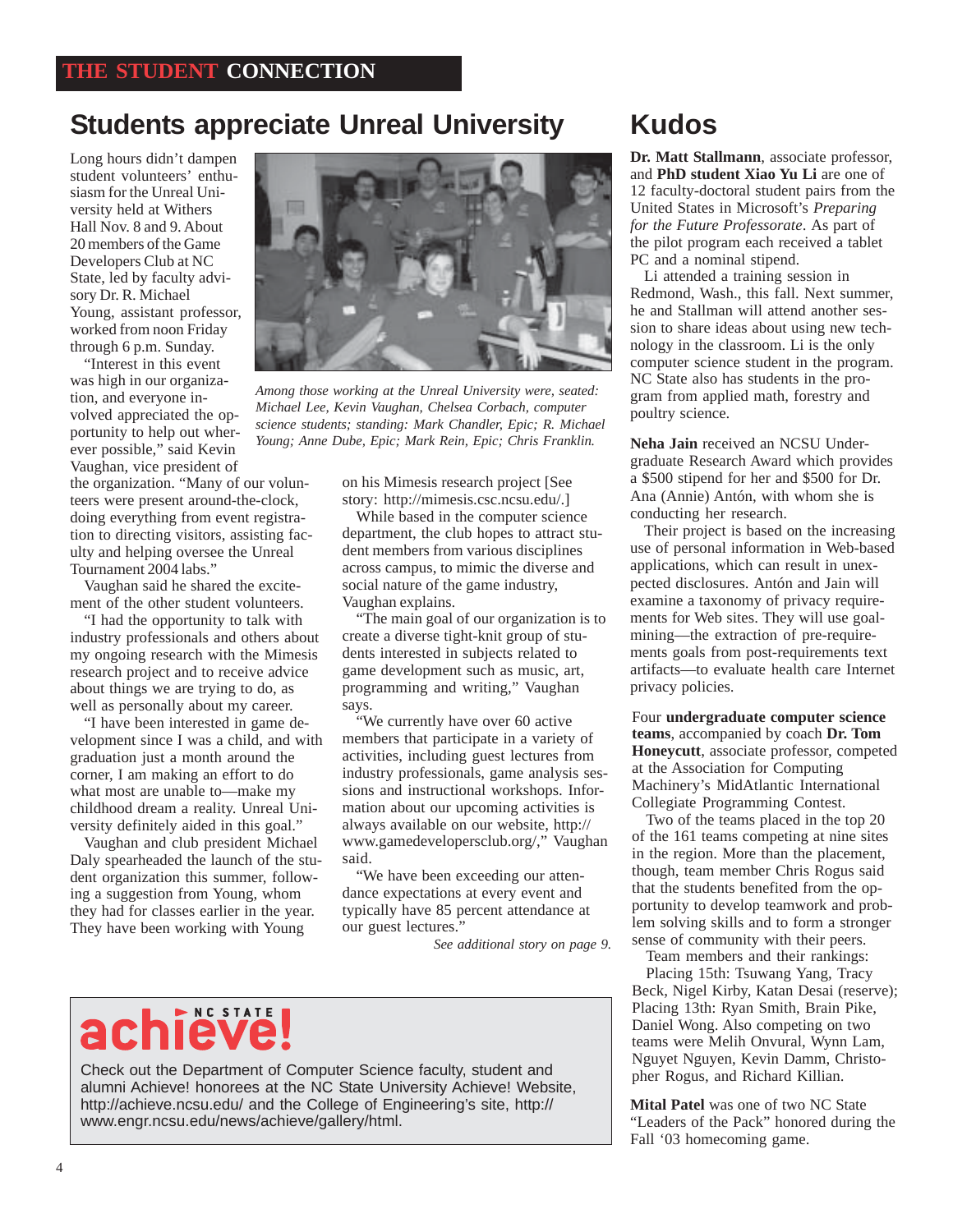THE STUDENT CONNECTION

## Students appreciate Unreal University

Long hours didn't dampen student volunteers' enthusiasm for the Unreal University held at Withers Hall Nov. 8 and 9. About 20 members of the Game Developers Club at NC State, led by faculty advisory Dr. R. Michael Young, assistant professor, worked from noon Friday through 6 p.m. Sunday.

"Interest in this event was high in our organization, and everyone involved appreciated the opportunity to help out wherever possible," said Kevin Vaughan, vice president of the organization. "Many of our volunteers were present around-the-clock, doing everything from event registration to directing visitors, assisting faculty and helping oversee the Unreal Tournament 2004 labs."

Vaughan said he shared the excitement of the other student volunteers.

"I had the opportunity to talk with industry professionals and others about my ongoing research with the Mimesis research project and to receive advice about things we are trying to do, as well as personally about my career.

"I have been interested in game development since I was a child, and with graduation just a month around the corner, I am making an effort to do what most are unable to—make my childhood dream a reality. Unreal University definitely aided in this goal."

Vaughan and club president Michael Daly spearheaded the launch of the student organization this summer, following a suggestion from Young, whom they had for classes earlier in the year. They have been working with Young on his Mimesis research project [See story: http://mimesis.csc.ncsu.edu/.]

*Among those working at the Unreal University were, seated: Michael Lee, Kevin Vaughan, Chelsea Corbach, computer science students; standing: Mark Chandler, Epic; R. Michael Young; Anne Dube, Epic; Mark Rein, Epic; Chris Franklin.*

While based in the computer science department, the club hopes to attract student members from various disciplines across campus, to mimic the diverse and social nature of the game industry, Vaughan explains.

"The main goal of our organization is to create a diverse tight-knit group of students interested in subjects related to game development such as music, art, programming and writing," Vaughan says.

"We currently have over 60 active members that participate in a variety of activities, including guest lectures from industry professionals, game analysis sessions and instructional workshops. Information about our upcoming activities is always available on our website, http://www.gamedevelopersclub.org/," Vaughan said.

"We have been exceeding our attendance expectations at every event and typically have 85 percent attendance at our guest lectures."

*See additional story on page 9.*

**NC STATE achieve!**

Check out the Department of Computer Science faculty, student and alumni Achieve! honorees at the NC State University Achieve! Website, http://achieve.ncsu.edu/ and the College of Engineering's site, http://www.engr.ncsu.edu/news/achieve/gallery/html.

## Kudos

**Dr. Matt Stallmann**, associate professor, and **PhD student Xiao Yu Li** are one of 12 faculty-doctoral student pairs from the United States in Microsoft's *Preparing for the Future Professorate*. As part of the pilot program each received a tablet PC and a nominal stipend.

Li attended a training session in Redmond, Wash., this fall. Next summer, he and Stallman will attend another session to share ideas about using new technology in the classroom. Li is the only computer science student in the program. NC State also has students in the program from applied math, forestry and poultry science.

**Neha Jain** received an NCSU Undergraduate Research Award which provides a $500 stipend for her and $500 for Dr. Ana (Annie) Antón, with whom she is conducting her research.

Their project is based on the increasing use of personal information in Web-based applications, which can result in unexpected disclosures. Antón and Jain will examine a taxonomy of privacy requirements for Web sites. They will use goal-mining—the extraction of pre-requirements goals from post-requirements text artifacts—to evaluate health care Internet privacy policies.

Four **undergraduate computer science teams**, accompanied by coach **Dr. Tom Honeycutt**, associate professor, competed at the Association for Computing Machinery's MidAtlantic International Collegiate Programming Contest.

Two of the teams placed in the top 20 of the 161 teams competing at nine sites in the region. More than the placement, though, team member Chris Rogus said that the students benefited from the opportunity to develop teamwork and problem solving skills and to form a stronger sense of community with their peers.

Team members and their rankings:

Placing 15th: Tsuwang Yang, Tracy Beck, Nigel Kirby, Katan Desai (reserve); Placing 13th: Ryan Smith, Brain Pike, Daniel Wong. Also competing on two teams were Melih Onvural, Wynn Lam, Nguyet Nguyen, Kevin Damm, Christopher Rogus, and Richard Killian.

**Mital Patel** was one of two NC State "Leaders of the Pack" honored during the Fall '03 homecoming game.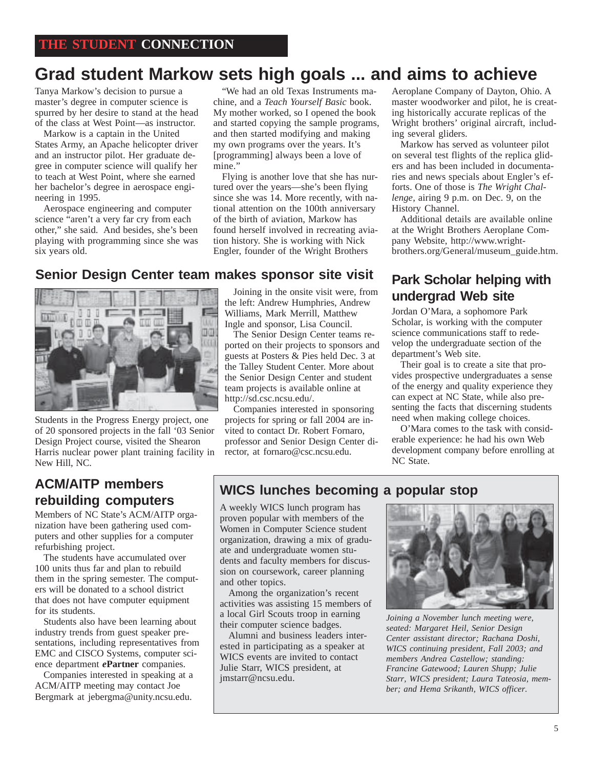THE STUDENT CONNECTION

# Grad student Markow sets high goals ... and aims to achieve

Tanya Markow's decision to pursue a master's degree in computer science is spurred by her desire to stand at the head of the class at West Point—as instructor.

Markow is a captain in the United States Army, an Apache helicopter driver and an instructor pilot. Her graduate degree in computer science will qualify her to teach at West Point, where she earned her bachelor's degree in aerospace engineering in 1995.

Aerospace engineering and computer science "aren't a very far cry from each other," she said. And besides, she's been playing with programming since she was six years old.

"We had an old Texas Instruments machine, and a *Teach Yourself Basic* book. My mother worked, so I opened the book and started copying the sample programs, and then started modifying and making my own programs over the years. It's [programming] always been a love of mine."

Flying is another love that she has nurtured over the years—she's been flying since she was 14. More recently, with national attention on the 100th anniversary of the birth of aviation, Markow has found herself involved in recreating aviation history. She is working with Nick Engler, founder of the Wright Brothers Aeroplane Company of Dayton, Ohio. A master woodworker and pilot, he is creating historically accurate replicas of the Wright brothers' original aircraft, including several gliders.

Markow has served as volunteer pilot on several test flights of the replica gliders and has been included in documentaries and news specials about Engler's efforts. One of those is *The Wright Challenge*, airing 9 p.m. on Dec. 9, on the History Channel.

Additional details are available online at the Wright Brothers Aeroplane Company Website, http://www.wright-brothers.org/General/museum_guide.htm.

## Senior Design Center team makes sponsor site visit

Students in the Progress Energy project, one of 20 sponsored projects in the fall '03 Senior Design Project course, visited the Shearon Harris nuclear power plant training facility in New Hill, NC.

Joining in the onsite visit were, from the left: Andrew Humphries, Andrew Williams, Mark Merrill, Matthew Ingle and sponsor, Lisa Council.

The Senior Design Center teams reported on their projects to sponsors and guests at Posters & Pies held Dec. 3 at the Talley Student Center. More about the Senior Design Center and student team projects is available online at http://sd.csc.ncsu.edu/.

Companies interested in sponsoring projects for spring or fall 2004 are invited to contact Dr. Robert Fornaro, professor and Senior Design Center director, at fornaro@csc.ncsu.edu.

## Park Scholar helping with undergrad Web site

Jordan O'Mara, a sophomore Park Scholar, is working with the computer science communications staff to redevelop the undergraduate section of the department's Web site.

Their goal is to create a site that provides prospective undergraduates a sense of the energy and quality experience they can expect at NC State, while also presenting the facts that discerning students need when making college choices.

O'Mara comes to the task with considerable experience: he had his own Web development company before enrolling at NC State.

## ACM/AITP members rebuilding computers

Members of NC State's ACM/AITP organization have been gathering used computers and other supplies for a computer refurbishing project.

The students have accumulated over 100 units thus far and plan to rebuild them in the spring semester. The computers will be donated to a school district that does not have computer equipment for its students.

Students also have been learning about industry trends from guest speaker presentations, including representatives from EMC and CISCO Systems, computer science department ***e*Partner** companies.

Companies interested in speaking at a ACM/AITP meeting may contact Joe Bergmark at jebergma@unity.ncsu.edu.

## WICS lunches becoming a popular stop

A weekly WICS lunch program has proven popular with members of the Women in Computer Science student organization, drawing a mix of graduate and undergraduate women students and faculty members for discussion on coursework, career planning and other topics.

Among the organization's recent activities was assisting 15 members of a local Girl Scouts troop in earning their computer science badges.

Alumni and business leaders interested in participating as a speaker at WICS events are invited to contact Julie Starr, WICS president, at jmstarr@ncsu.edu.

*Joining a November lunch meeting were, seated: Margaret Heil, Senior Design Center assistant director; Rachana Doshi, WICS continuing president, Fall 2003; and members Andrea Castellow; standing: Francine Gatewood; Lauren Shupp; Julie Starr, WICS president; Laura Tateosia, member; and Hema Srikanth, WICS officer.*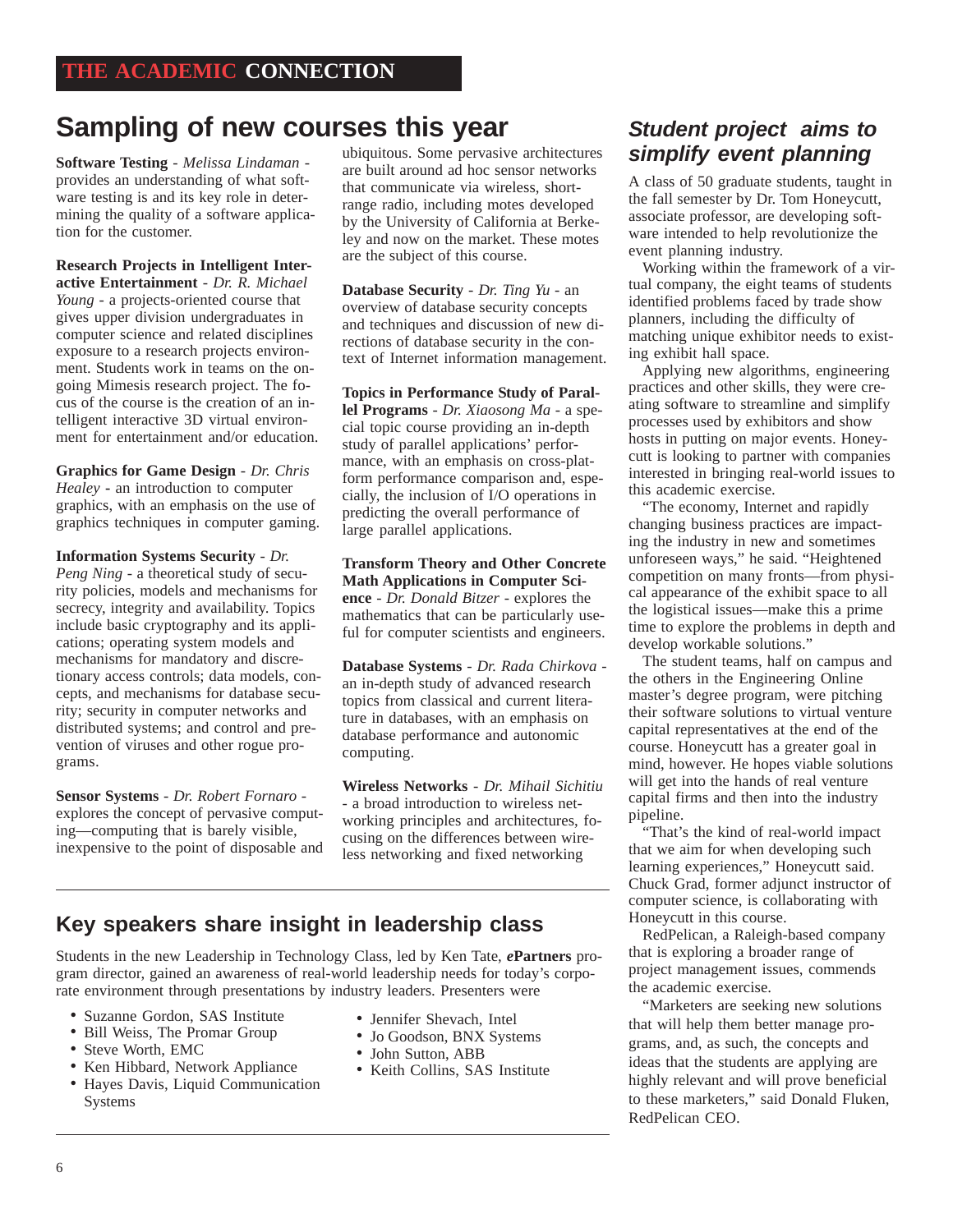THE ACADEMIC **CONNECTION**

## Sampling of new courses this year

**Software Testing** - *Melissa Lindaman* - provides an understanding of what software testing is and its key role in determining the quality of a software application for the customer.

**Research Projects in Intelligent Interactive Entertainment** - *Dr. R. Michael Young* - a projects-oriented course that gives upper division undergraduates in computer science and related disciplines exposure to a research projects environment. Students work in teams on the ongoing Mimesis research project. The focus of the course is the creation of an intelligent interactive 3D virtual environment for entertainment and/or education.

**Graphics for Game Design** - *Dr. Chris Healey* - an introduction to computer graphics, with an emphasis on the use of graphics techniques in computer gaming.

**Information Systems Security** - *Dr. Peng Ning* - a theoretical study of security policies, models and mechanisms for secrecy, integrity and availability. Topics include basic cryptography and its applications; operating system models and mechanisms for mandatory and discretionary access controls; data models, concepts, and mechanisms for database security; security in computer networks and distributed systems; and control and prevention of viruses and other rogue programs.

**Sensor Systems** - *Dr. Robert Fornaro* - explores the concept of pervasive computing—computing that is barely visible, inexpensive to the point of disposable and ubiquitous. Some pervasive architectures are built around ad hoc sensor networks that communicate via wireless, short-range radio, including motes developed by the University of California at Berkeley and now on the market. These motes are the subject of this course.

**Database Security** - *Dr. Ting Yu* - an overview of database security concepts and techniques and discussion of new directions of database security in the context of Internet information management.

**Topics in Performance Study of Parallel Programs** - *Dr. Xiaosong Ma* - a special topic course providing an in-depth study of parallel applications' performance, with an emphasis on cross-platform performance comparison and, especially, the inclusion of I/O operations in predicting the overall performance of large parallel applications.

**Transform Theory and Other Concrete Math Applications in Computer Science** - *Dr. Donald Bitzer* - explores the mathematics that can be particularly useful for computer scientists and engineers.

**Database Systems** - *Dr. Rada Chirkova* - an in-depth study of advanced research topics from classical and current literature in databases, with an emphasis on database performance and autonomic computing.

**Wireless Networks** - *Dr. Mihail Sichitiu* - a broad introduction to wireless networking principles and architectures, focusing on the differences between wireless networking and fixed networking

## Key speakers share insight in leadership class

Students in the new Leadership in Technology Class, led by Ken Tate, ***e*Partners** program director, gained an awareness of real-world leadership needs for today's corporate environment through presentations by industry leaders. Presenters were

- Suzanne Gordon, SAS Institute
- Bill Weiss, The Promar Group
- Steve Worth, EMC
- Ken Hibbard, Network Appliance
- Hayes Davis, Liquid Communication Systems
- Jennifer Shevach, Intel
- Jo Goodson, BNX Systems
- John Sutton, ABB
- Keith Collins, SAS Institute

## *Student project aims to simplify event planning*

A class of 50 graduate students, taught in the fall semester by Dr. Tom Honeycutt, associate professor, are developing software intended to help revolutionize the event planning industry.

Working within the framework of a virtual company, the eight teams of students identified problems faced by trade show planners, including the difficulty of matching unique exhibitor needs to existing exhibit hall space.

Applying new algorithms, engineering practices and other skills, they were creating software to streamline and simplify processes used by exhibitors and show hosts in putting on major events. Honeycutt is looking to partner with companies interested in bringing real-world issues to this academic exercise.

"The economy, Internet and rapidly changing business practices are impacting the industry in new and sometimes unforeseen ways," he said. "Heightened competition on many fronts—from physical appearance of the exhibit space to all the logistical issues—make this a prime time to explore the problems in depth and develop workable solutions."

The student teams, half on campus and the others in the Engineering Online master's degree program, were pitching their software solutions to virtual venture capital representatives at the end of the course. Honeycutt has a greater goal in mind, however. He hopes viable solutions will get into the hands of real venture capital firms and then into the industry pipeline.

"That's the kind of real-world impact that we aim for when developing such learning experiences," Honeycutt said. Chuck Grad, former adjunct instructor of computer science, is collaborating with Honeycutt in this course.

RedPelican, a Raleigh-based company that is exploring a broader range of project management issues, commends the academic exercise.

"Marketers are seeking new solutions that will help them better manage programs, and, as such, the concepts and ideas that the students are applying are highly relevant and will prove beneficial to these marketers," said Donald Fluken, RedPelican CEO.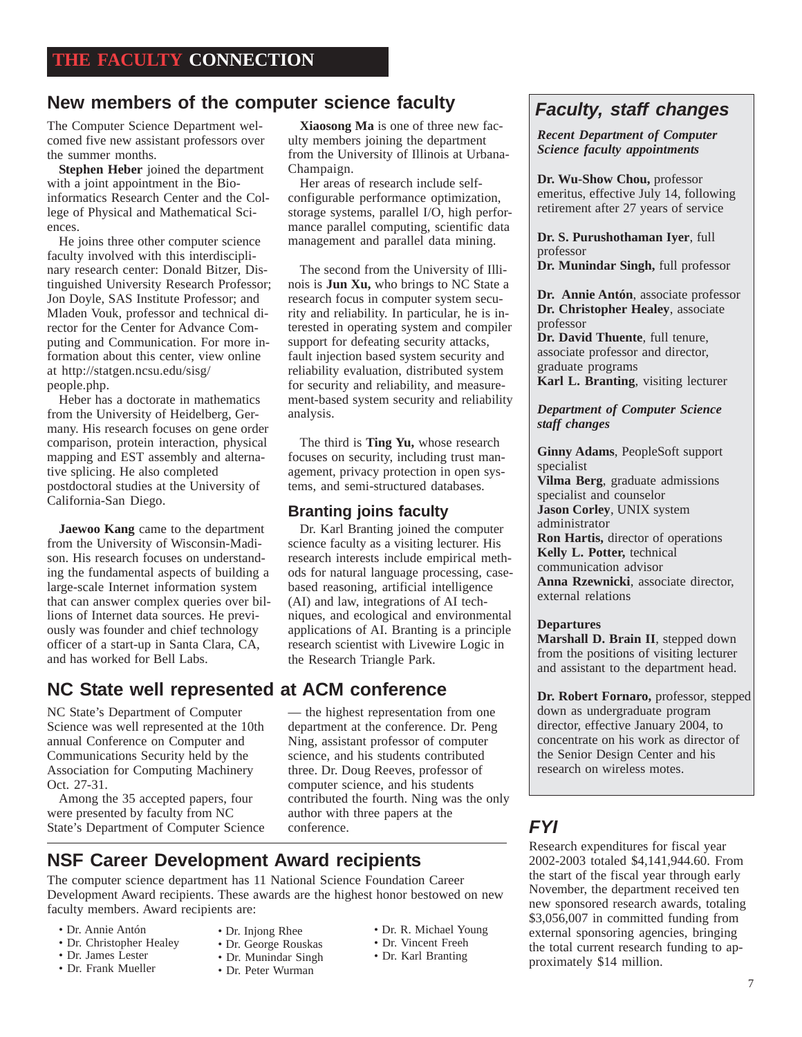# THE FACULTY CONNECTION

## New members of the computer science faculty

The Computer Science Department welcomed five new assistant professors over the summer months.

**Stephen Heber** joined the department with a joint appointment in the Bioinformatics Research Center and the College of Physical and Mathematical Sciences.

He joins three other computer science faculty involved with this interdisciplinary research center: Donald Bitzer, Distinguished University Research Professor; Jon Doyle, SAS Institute Professor; and Mladen Vouk, professor and technical director for the Center for Advance Computing and Communication. For more information about this center, view online at http://statgen.ncsu.edu/sisg/people.php.

Heber has a doctorate in mathematics from the University of Heidelberg, Germany. His research focuses on gene order comparison, protein interaction, physical mapping and EST assembly and alternative splicing. He also completed postdoctoral studies at the University of California-San Diego.

**Jaewoo Kang** came to the department from the University of Wisconsin-Madison. His research focuses on understanding the fundamental aspects of building a large-scale Internet information system that can answer complex queries over billions of Internet data sources. He previously was founder and chief technology officer of a start-up in Santa Clara, CA, and has worked for Bell Labs.

**Xiaosong Ma** is one of three new faculty members joining the department from the University of Illinois at Urbana-Champaign.

Her areas of research include self-configurable performance optimization, storage systems, parallel I/O, high performance parallel computing, scientific data management and parallel data mining.

The second from the University of Illinois is **Jun Xu,** who brings to NC State a research focus in computer system security and reliability. In particular, he is interested in operating system and compiler support for defeating security attacks, fault injection based system security and reliability evaluation, distributed system for security and reliability, and measurement-based system security and reliability analysis.

The third is **Ting Yu,** whose research focuses on security, including trust management, privacy protection in open systems, and semi-structured databases.

### Branting joins faculty

Dr. Karl Branting joined the computer science faculty as a visiting lecturer. His research interests include empirical methods for natural language processing, case-based reasoning, artificial intelligence (AI) and law, integrations of AI techniques, and ecological and environmental applications of AI. Branting is a principle research scientist with Livewire Logic in the Research Triangle Park.

## NC State well represented at ACM conference

NC State's Department of Computer Science was well represented at the 10th annual Conference on Computer and Communications Security held by the Association for Computing Machinery Oct. 27-31.

Among the 35 accepted papers, four were presented by faculty from NC State's Department of Computer Science — the highest representation from one department at the conference. Dr. Peng Ning, assistant professor of computer science, and his students contributed three. Dr. Doug Reeves, professor of computer science, and his students contributed the fourth. Ning was the only author with three papers at the conference.

## NSF Career Development Award recipients

The computer science department has 11 National Science Foundation Career Development Award recipients. These awards are the highest honor bestowed on new faculty members. Award recipients are:

- Dr. Annie Antón
- Dr. Christopher Healey
- Dr. James Lester
- Dr. Frank Mueller
- Dr. Injong Rhee
- Dr. George Rouskas
- Dr. Munindar Singh
- Dr. Peter Wurman
- Dr. R. Michael Young
- Dr. Vincent Freeh
- Dr. Karl Branting

## *Faculty, staff changes*

***Recent Department of Computer Science faculty appointments***

**Dr. Wu-Show Chou,** professor emeritus, effective July 14, following retirement after 27 years of service

**Dr. S. Purushothaman Iyer**, full professor
**Dr. Munindar Singh,** full professor

**Dr. Annie Antón**, associate professor
**Dr. Christopher Healey**, associate professor
**Dr. David Thuente**, full tenure, associate professor and director, graduate programs
**Karl L. Branting**, visiting lecturer

***Department of Computer Science staff changes***

**Ginny Adams**, PeopleSoft support specialist
**Vilma Berg**, graduate admissions specialist and counselor
**Jason Corley**, UNIX system administrator
**Ron Hartis,** director of operations
**Kelly L. Potter,** technical communication advisor
**Anna Rzewnicki**, associate director, external relations

**Departures**
**Marshall D. Brain II**, stepped down from the positions of visiting lecturer and assistant to the department head.

**Dr. Robert Fornaro,** professor, stepped down as undergraduate program director, effective January 2004, to concentrate on his work as director of the Senior Design Center and his research on wireless motes.

## *FYI*

Research expenditures for fiscal year 2002-2003 totaled $4,141,944.60. From the start of the fiscal year through early November, the department received ten new sponsored research awards, totaling $3,056,007 in committed funding from external sponsoring agencies, bringing the total current research funding to approximately $14 million.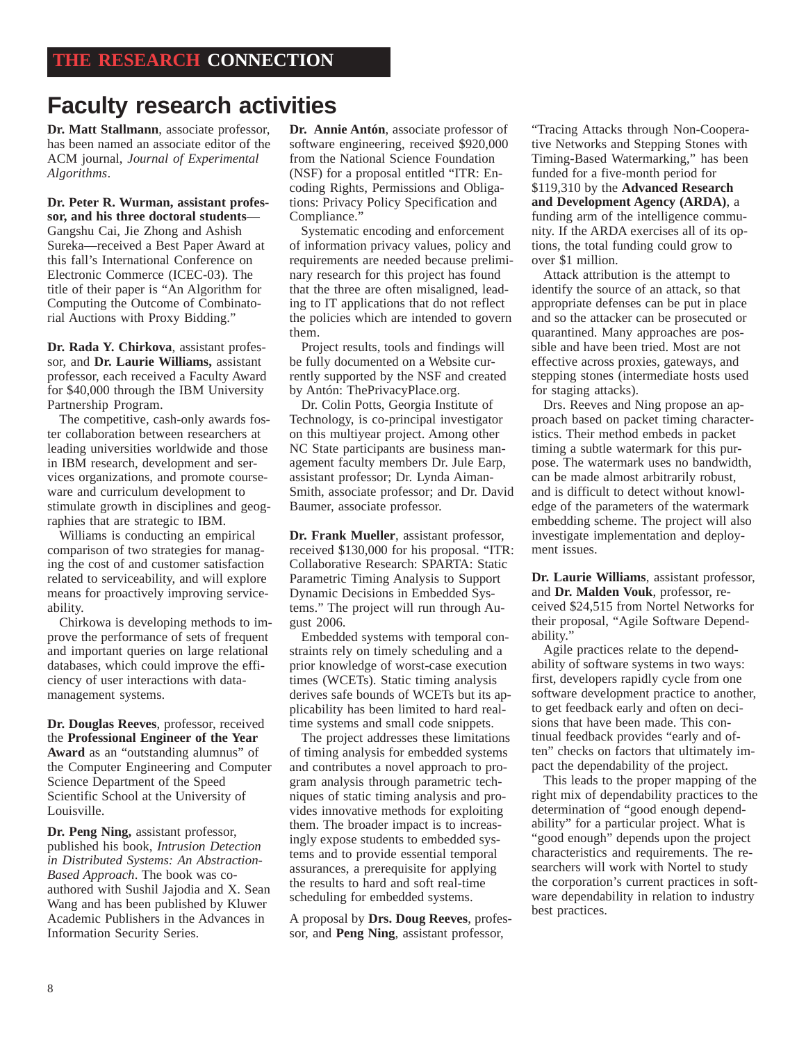**THE RESEARCH CONNECTION**

# Faculty research activities

**Dr. Matt Stallmann**, associate professor, has been named an associate editor of the ACM journal, *Journal of Experimental Algorithms*.

**Dr. Peter R. Wurman, assistant professor, and his three doctoral students**—Gangshu Cai, Jie Zhong and Ashish Sureka—received a Best Paper Award at this fall's International Conference on Electronic Commerce (ICEC-03). The title of their paper is "An Algorithm for Computing the Outcome of Combinatorial Auctions with Proxy Bidding."

**Dr. Rada Y. Chirkova**, assistant professor, and **Dr. Laurie Williams,** assistant professor, each received a Faculty Award for $40,000 through the IBM University Partnership Program.

The competitive, cash-only awards foster collaboration between researchers at leading universities worldwide and those in IBM research, development and services organizations, and promote courseware and curriculum development to stimulate growth in disciplines and geographies that are strategic to IBM.

Williams is conducting an empirical comparison of two strategies for managing the cost of and customer satisfaction related to serviceability, and will explore means for proactively improving serviceability.

Chirkowa is developing methods to improve the performance of sets of frequent and important queries on large relational databases, which could improve the efficiency of user interactions with data-management systems.

**Dr. Douglas Reeves**, professor, received the **Professional Engineer of the Year Award** as an "outstanding alumnus" of the Computer Engineering and Computer Science Department of the Speed Scientific School at the University of Louisville.

**Dr. Peng Ning,** assistant professor, published his book, *Intrusion Detection in Distributed Systems: An Abstraction-Based Approach*. The book was co-authored with Sushil Jajodia and X. Sean Wang and has been published by Kluwer Academic Publishers in the Advances in Information Security Series.

**Dr. Annie Antón**, associate professor of software engineering, received $920,000 from the National Science Foundation (NSF) for a proposal entitled "ITR: Encoding Rights, Permissions and Obligations: Privacy Policy Specification and Compliance."

Systematic encoding and enforcement of information privacy values, policy and requirements are needed because preliminary research for this project has found that the three are often misaligned, leading to IT applications that do not reflect the policies which are intended to govern them.

Project results, tools and findings will be fully documented on a Website currently supported by the NSF and created by Antón: ThePrivacyPlace.org.

Dr. Colin Potts, Georgia Institute of Technology, is co-principal investigator on this multiyear project. Among other NC State participants are business management faculty members Dr. Jule Earp, assistant professor; Dr. Lynda Aiman-Smith, associate professor; and Dr. David Baumer, associate professor.

**Dr. Frank Mueller**, assistant professor, received $130,000 for his proposal. "ITR: Collaborative Research: SPARTA: Static Parametric Timing Analysis to Support Dynamic Decisions in Embedded Systems." The project will run through August 2006.

Embedded systems with temporal constraints rely on timely scheduling and a prior knowledge of worst-case execution times (WCETs). Static timing analysis derives safe bounds of WCETs but its applicability has been limited to hard real-time systems and small code snippets.

The project addresses these limitations of timing analysis for embedded systems and contributes a novel approach to program analysis through parametric techniques of static timing analysis and provides innovative methods for exploiting them. The broader impact is to increasingly expose students to embedded systems and to provide essential temporal assurances, a prerequisite for applying the results to hard and soft real-time scheduling for embedded systems.

A proposal by **Drs. Doug Reeves**, professor, and **Peng Ning**, assistant professor, "Tracing Attacks through Non-Cooperative Networks and Stepping Stones with Timing-Based Watermarking," has been funded for a five-month period for $119,310 by the **Advanced Research and Development Agency (ARDA)**, a funding arm of the intelligence community. If the ARDA exercises all of its options, the total funding could grow to over $1 million.

Attack attribution is the attempt to identify the source of an attack, so that appropriate defenses can be put in place and so the attacker can be prosecuted or quarantined. Many approaches are possible and have been tried. Most are not effective across proxies, gateways, and stepping stones (intermediate hosts used for staging attacks).

Drs. Reeves and Ning propose an approach based on packet timing characteristics. Their method embeds in packet timing a subtle watermark for this purpose. The watermark uses no bandwidth, can be made almost arbitrarily robust, and is difficult to detect without knowledge of the parameters of the watermark embedding scheme. The project will also investigate implementation and deployment issues.

**Dr. Laurie Williams**, assistant professor, and **Dr. Malden Vouk**, professor, received $24,515 from Nortel Networks for their proposal, "Agile Software Dependability."

Agile practices relate to the dependability of software systems in two ways: first, developers rapidly cycle from one software development practice to another, to get feedback early and often on decisions that have been made. This continual feedback provides "early and often" checks on factors that ultimately impact the dependability of the project.

This leads to the proper mapping of the right mix of dependability practices to the determination of "good enough dependability" for a particular project. What is "good enough" depends upon the project characteristics and requirements. The researchers will work with Nortel to study the corporation's current practices in software dependability in relation to industry best practices.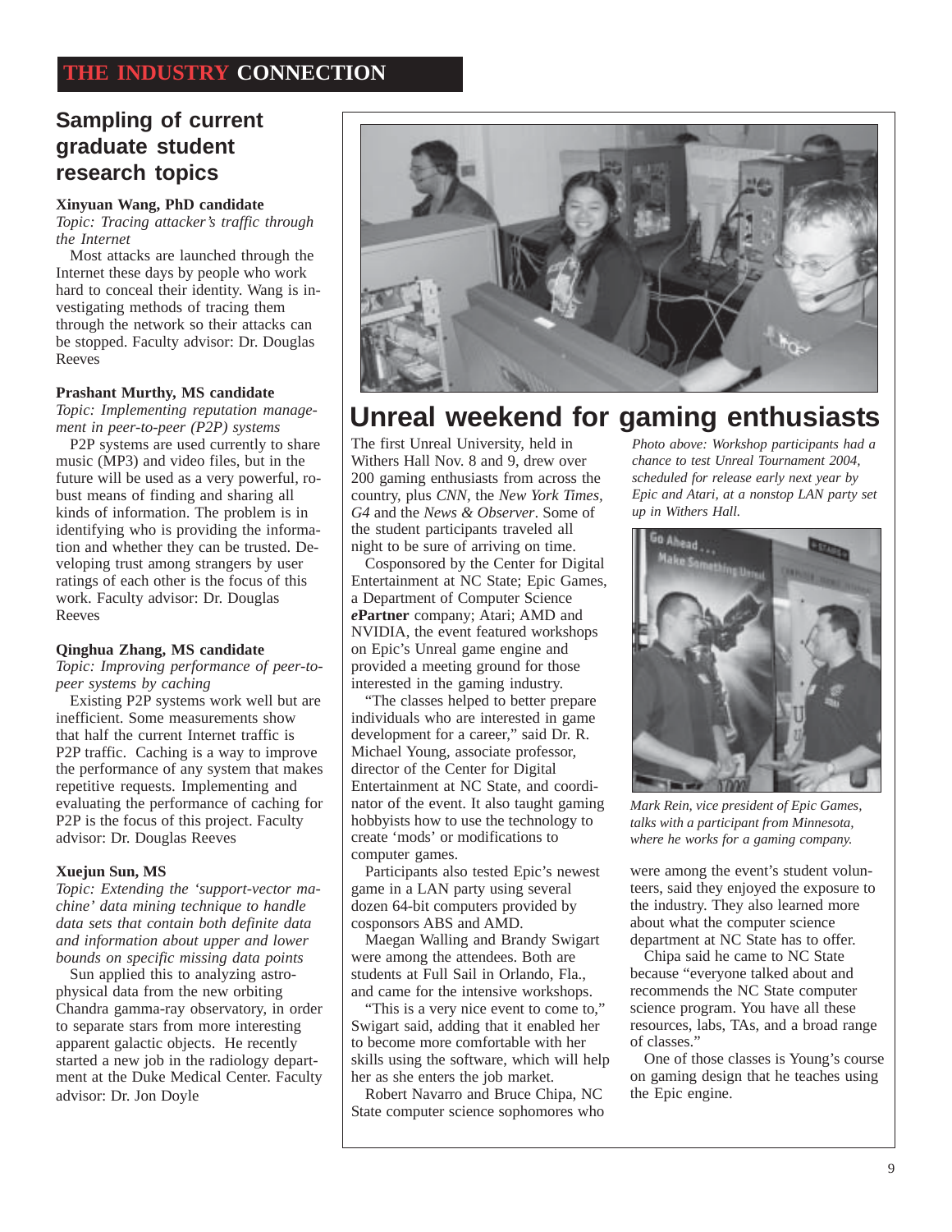## THE INDUSTRY CONNECTION

## Sampling of current graduate student research topics

**Xinyuan Wang, PhD candidate**
*Topic: Tracing attacker's traffic through the Internet*

Most attacks are launched through the Internet these days by people who work hard to conceal their identity. Wang is investigating methods of tracing them through the network so their attacks can be stopped. Faculty advisor: Dr. Douglas Reeves

**Prashant Murthy, MS candidate**
*Topic: Implementing reputation management in peer-to-peer (P2P) systems*

P2P systems are used currently to share music (MP3) and video files, but in the future will be used as a very powerful, robust means of finding and sharing all kinds of information. The problem is in identifying who is providing the information and whether they can be trusted. Developing trust among strangers by user ratings of each other is the focus of this work. Faculty advisor: Dr. Douglas Reeves

**Qinghua Zhang, MS candidate**
*Topic: Improving performance of peer-to-peer systems by caching*

Existing P2P systems work well but are inefficient. Some measurements show that half the current Internet traffic is P2P traffic. Caching is a way to improve the performance of any system that makes repetitive requests. Implementing and evaluating the performance of caching for P2P is the focus of this project. Faculty advisor: Dr. Douglas Reeves

**Xuejun Sun, MS**
*Topic: Extending the 'support-vector machine' data mining technique to handle data sets that contain both definite data and information about upper and lower bounds on specific missing data points*

Sun applied this to analyzing astrophysical data from the new orbiting Chandra gamma-ray observatory, in order to separate stars from more interesting apparent galactic objects. He recently started a new job in the radiology department at the Duke Medical Center. Faculty advisor: Dr. Jon Doyle

## Unreal weekend for gaming enthusiasts

The first Unreal University, held in Withers Hall Nov. 8 and 9, drew over 200 gaming enthusiasts from across the country, plus *CNN*, the *New York Times*, *G4* and the *News & Observer*. Some of the student participants traveled all night to be sure of arriving on time.

Cosponsored by the Center for Digital Entertainment at NC State; Epic Games, a Department of Computer Science ***e*Partner** company; Atari; AMD and NVIDIA, the event featured workshops on Epic's Unreal game engine and provided a meeting ground for those interested in the gaming industry.

"The classes helped to better prepare individuals who are interested in game development for a career," said Dr. R. Michael Young, associate professor, director of the Center for Digital Entertainment at NC State, and coordinator of the event. It also taught gaming hobbyists how to use the technology to create 'mods' or modifications to computer games.

Participants also tested Epic's newest game in a LAN party using several dozen 64-bit computers provided by cosponsors ABS and AMD.

Maegan Walling and Brandy Swigart were among the attendees. Both are students at Full Sail in Orlando, Fla., and came for the intensive workshops.

"This is a very nice event to come to," Swigart said, adding that it enabled her to become more comfortable with her skills using the software, which will help her as she enters the job market.

Robert Navarro and Bruce Chipa, NC State computer science sophomores who were among the event's student volunteers, said they enjoyed the exposure to the industry. They also learned more about what the computer science department at NC State has to offer.

Chipa said he came to NC State because "everyone talked about and recommends the NC State computer science program. You have all these resources, labs, TAs, and a broad range of classes."

One of those classes is Young's course on gaming design that he teaches using the Epic engine.

*Photo above: Workshop participants had a chance to test Unreal Tournament 2004, scheduled for release early next year by Epic and Atari, at a nonstop LAN party set up in Withers Hall.*

*Mark Rein, vice president of Epic Games, talks with a participant from Minnesota, where he works for a gaming company.*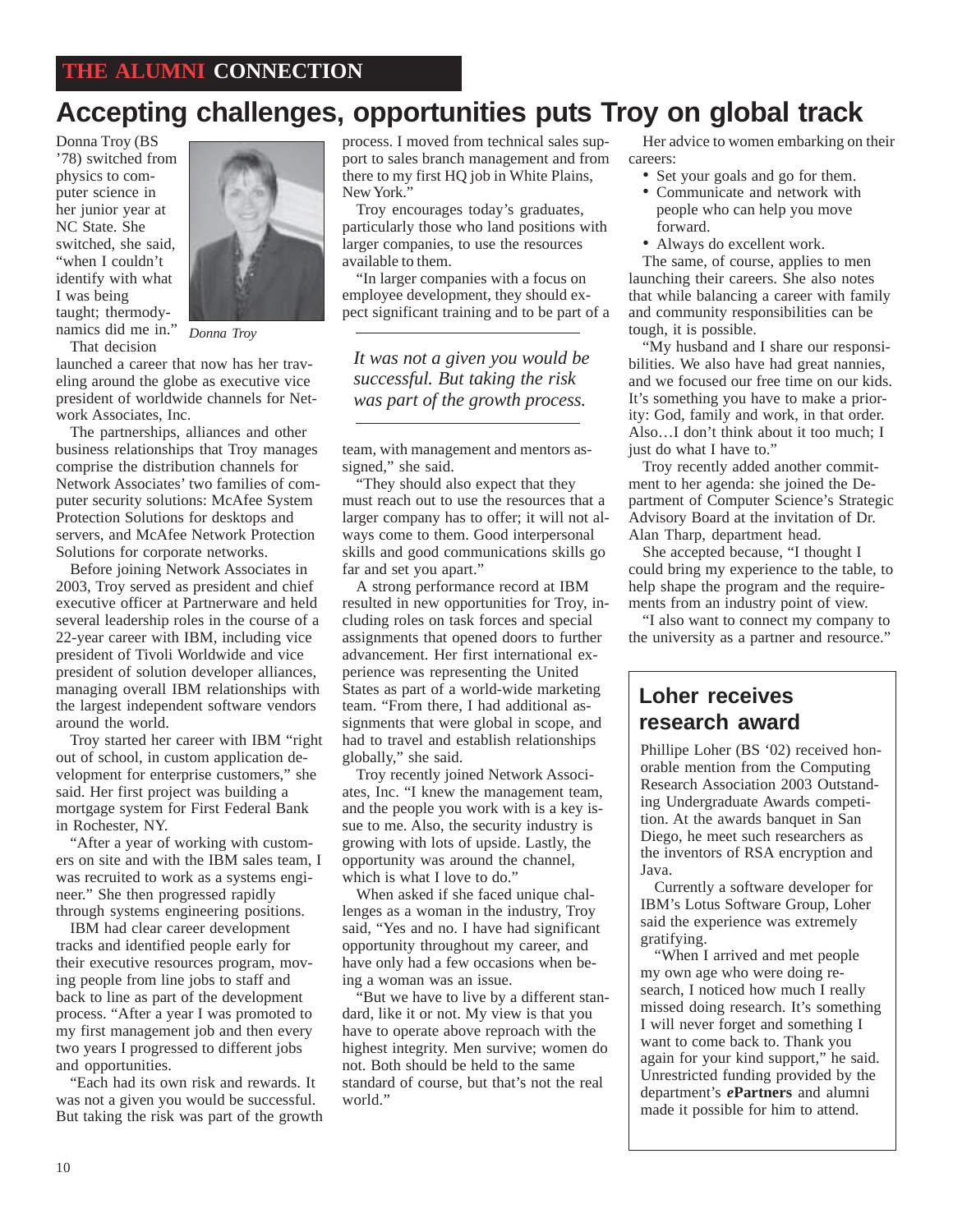THE ALUMNI CONNECTION

# Accepting challenges, opportunities puts Troy on global track

Donna Troy (BS '78) switched from physics to computer science in her junior year at NC State. She switched, she said, "when I couldn't identify with what I was being taught; thermodynamics did me in."

*Donna Troy*

That decision launched a career that now has her traveling around the globe as executive vice president of worldwide channels for Network Associates, Inc.

The partnerships, alliances and other business relationships that Troy manages comprise the distribution channels for Network Associates' two families of computer security solutions: McAfee System Protection Solutions for desktops and servers, and McAfee Network Protection Solutions for corporate networks.

Before joining Network Associates in 2003, Troy served as president and chief executive officer at Partnerware and held several leadership roles in the course of a 22-year career with IBM, including vice president of Tivoli Worldwide and vice president of solution developer alliances, managing overall IBM relationships with the largest independent software vendors around the world.

Troy started her career with IBM "right out of school, in custom application development for enterprise customers," she said. Her first project was building a mortgage system for First Federal Bank in Rochester, NY.

"After a year of working with customers on site and with the IBM sales team, I was recruited to work as a systems engineer." She then progressed rapidly through systems engineering positions.

IBM had clear career development tracks and identified people early for their executive resources program, moving people from line jobs to staff and back to line as part of the development process. "After a year I was promoted to my first management job and then every two years I progressed to different jobs and opportunities.

"Each had its own risk and rewards. It was not a given you would be successful. But taking the risk was part of the growth process. I moved from technical sales support to sales branch management and from there to my first HQ job in White Plains, New York."

Troy encourages today's graduates, particularly those who land positions with larger companies, to use the resources available to them.

"In larger companies with a focus on employee development, they should expect significant training and to be part of a team, with management and mentors assigned," she said.

> *It was not a given you would be successful. But taking the risk was part of the growth process.*

"They should also expect that they must reach out to use the resources that a larger company has to offer; it will not always come to them. Good interpersonal skills and good communications skills go far and set you apart."

A strong performance record at IBM resulted in new opportunities for Troy, including roles on task forces and special assignments that opened doors to further advancement. Her first international experience was representing the United States as part of a world-wide marketing team. "From there, I had additional assignments that were global in scope, and had to travel and establish relationships globally," she said.

Troy recently joined Network Associates, Inc. "I knew the management team, and the people you work with is a key issue to me. Also, the security industry is growing with lots of upside. Lastly, the opportunity was around the channel, which is what I love to do."

When asked if she faced unique challenges as a woman in the industry, Troy said, "Yes and no. I have had significant opportunity throughout my career, and have only had a few occasions when being a woman was an issue.

"But we have to live by a different standard, like it or not. My view is that you have to operate above reproach with the highest integrity. Men survive; women do not. Both should be held to the same standard of course, but that's not the real world."

Her advice to women embarking on their careers:

- Set your goals and go for them.
- Communicate and network with people who can help you move forward.
- Always do excellent work.

The same, of course, applies to men launching their careers. She also notes that while balancing a career with family and community responsibilities can be tough, it is possible.

"My husband and I share our responsibilities. We also have had great nannies, and we focused our free time on our kids. It's something you have to make a priority: God, family and work, in that order. Also…I don't think about it too much; I just do what I have to."

Troy recently added another commitment to her agenda: she joined the Department of Computer Science's Strategic Advisory Board at the invitation of Dr. Alan Tharp, department head.

She accepted because, "I thought I could bring my experience to the table, to help shape the program and the requirements from an industry point of view.

"I also want to connect my company to the university as a partner and resource."

## Loher receives research award

Phillipe Loher (BS '02) received honorable mention from the Computing Research Association 2003 Outstanding Undergraduate Awards competition. At the awards banquet in San Diego, he meet such researchers as the inventors of RSA encryption and Java.

Currently a software developer for IBM's Lotus Software Group, Loher said the experience was extremely gratifying.

"When I arrived and met people my own age who were doing research, I noticed how much I really missed doing research. It's something I will never forget and something I want to come back to. Thank you again for your kind support," he said. Unrestricted funding provided by the department's ***e*****Partners** and alumni made it possible for him to attend.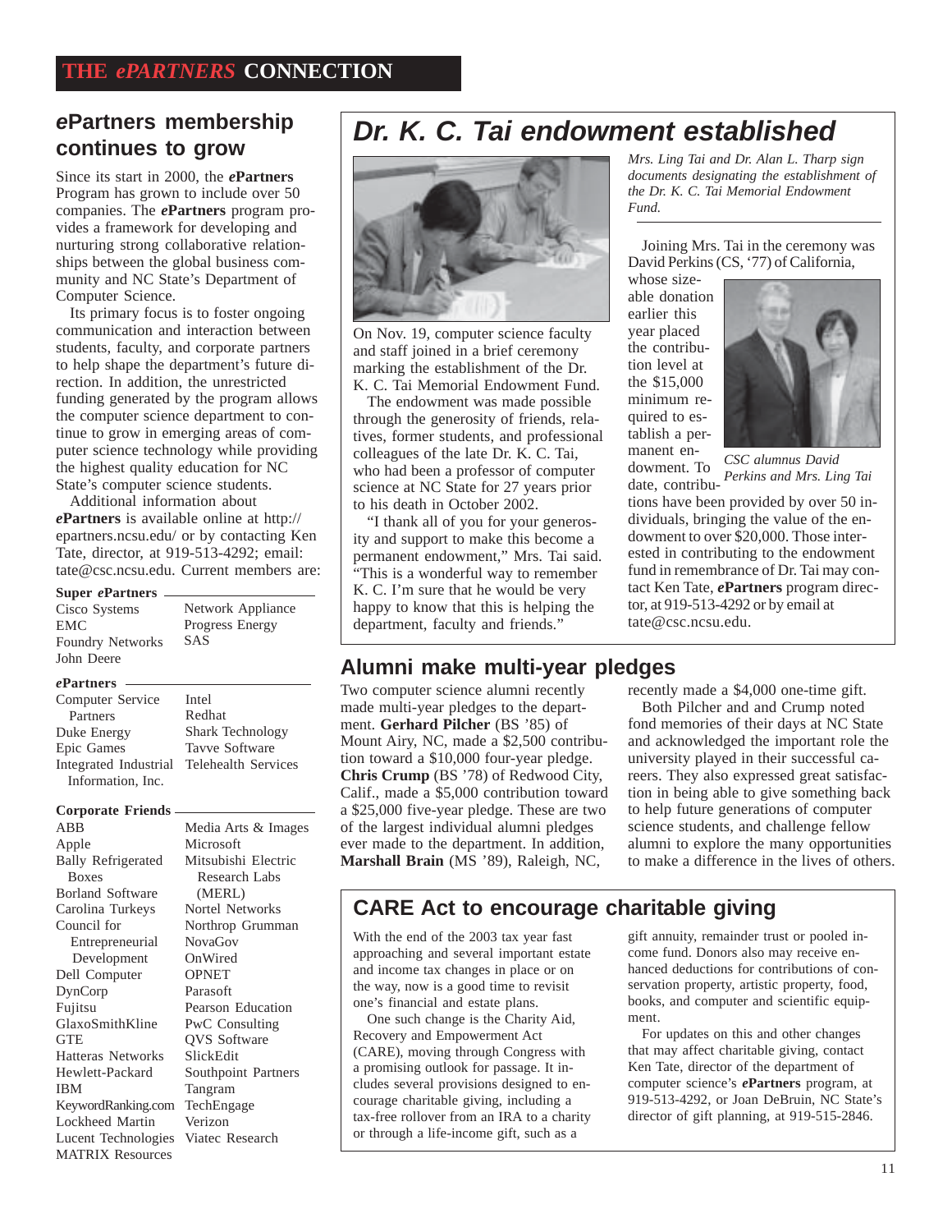# THE *ePARTNERS* CONNECTION

## *e*Partners membership continues to grow

Since its start in 2000, the ***e*Partners** Program has grown to include over 50 companies. The ***e*Partners** program provides a framework for developing and nurturing strong collaborative relationships between the global business community and NC State's Department of Computer Science.

Its primary focus is to foster ongoing communication and interaction between students, faculty, and corporate partners to help shape the department's future direction. In addition, the unrestricted funding generated by the program allows the computer science department to continue to grow in emerging areas of computer science technology while providing the highest quality education for NC State's computer science students.

Additional information about ***e*Partners** is available online at http://epartners.ncsu.edu/ or by contacting Ken Tate, director, at 919-513-4292; email: tate@csc.ncsu.edu. Current members are:

**Super *e*Partners**

- Cisco Systems
- EMC
- Foundry Networks
- John Deere
- Network Appliance
- Progress Energy
- SAS

***e*Partners**

- Computer Service Partners
- Duke Energy
- Epic Games
- Integrated Industrial Information, Inc.
- Intel
- Redhat
- Shark Technology
- Tavve Software
- Telehealth Services

**Corporate Friends**

- ABB
- Apple
- Bally Refrigerated Boxes
- Borland Software
- Carolina Turkeys
- Council for Entrepreneurial Development
- Dell Computer
- DynCorp
- Fujitsu
- GlaxoSmithKline
- GTE
- Hatteras Networks
- Hewlett-Packard
- IBM
- KeywordRanking.com
- Lockheed Martin
- Lucent Technologies
- MATRIX Resources
- Media Arts & Images
- Microsoft
- Mitsubishi Electric Research Labs (MERL)
- Nortel Networks
- Northrop Grumman
- NovaGov
- OnWired
- OPNET
- Parasoft
- Pearson Education
- PwC Consulting
- QVS Software
- SlickEdit
- Southpoint Partners
- Tangram
- TechEngage
- Verizon
- Viatec Research

## *Dr. K. C. Tai endowment established*

*Mrs. Ling Tai and Dr. Alan L. Tharp sign documents designating the establishment of the Dr. K. C. Tai Memorial Endowment Fund.*

On Nov. 19, computer science faculty and staff joined in a brief ceremony marking the establishment of the Dr. K. C. Tai Memorial Endowment Fund.

The endowment was made possible through the generosity of friends, relatives, former students, and professional colleagues of the late Dr. K. C. Tai, who had been a professor of computer science at NC State for 27 years prior to his death in October 2002.

"I thank all of you for your generosity and support to make this become a permanent endowment," Mrs. Tai said. "This is a wonderful way to remember K. C. I'm sure that he would be very happy to know that this is helping the department, faculty and friends."

Joining Mrs. Tai in the ceremony was David Perkins (CS, '77) of California, whose sizeable donation earlier this year placed the contribution level at the $15,000 minimum required to establish a permanent endowment. To date, contributions have been provided by over 50 individuals, bringing the value of the endowment to over $20,000. Those interested in contributing to the endowment fund in remembrance of Dr. Tai may contact Ken Tate, ***e*Partners** program director, at 919-513-4292 or by email at tate@csc.ncsu.edu.

*CSC alumnus David Perkins and Mrs. Ling Tai*

## Alumni make multi-year pledges

Two computer science alumni recently made multi-year pledges to the department. **Gerhard Pilcher** (BS '85) of Mount Airy, NC, made a $2,500 contribution toward a $10,000 four-year pledge. **Chris Crump** (BS '78) of Redwood City, Calif., made a $5,000 contribution toward a $25,000 five-year pledge. These are two of the largest individual alumni pledges ever made to the department. In addition, **Marshall Brain** (MS '89), Raleigh, NC, recently made a $4,000 one-time gift.

Both Pilcher and and Crump noted fond memories of their days at NC State and acknowledged the important role the university played in their successful careers. They also expressed great satisfaction in being able to give something back to help future generations of computer science students, and challenge fellow alumni to explore the many opportunities to make a difference in the lives of others.

## CARE Act to encourage charitable giving

With the end of the 2003 tax year fast approaching and several important estate and income tax changes in place or on the way, now is a good time to revisit one's financial and estate plans.

One such change is the Charity Aid, Recovery and Empowerment Act (CARE), moving through Congress with a promising outlook for passage. It includes several provisions designed to encourage charitable giving, including a tax-free rollover from an IRA to a charity or through a life-income gift, such as a gift annuity, remainder trust or pooled income fund. Donors also may receive enhanced deductions for contributions of conservation property, artistic property, food, books, and computer and scientific equipment.

For updates on this and other changes that may affect charitable giving, contact Ken Tate, director of the department of computer science's ***e*Partners** program, at 919-513-4292, or Joan DeBruin, NC State's director of gift planning, at 919-515-2846.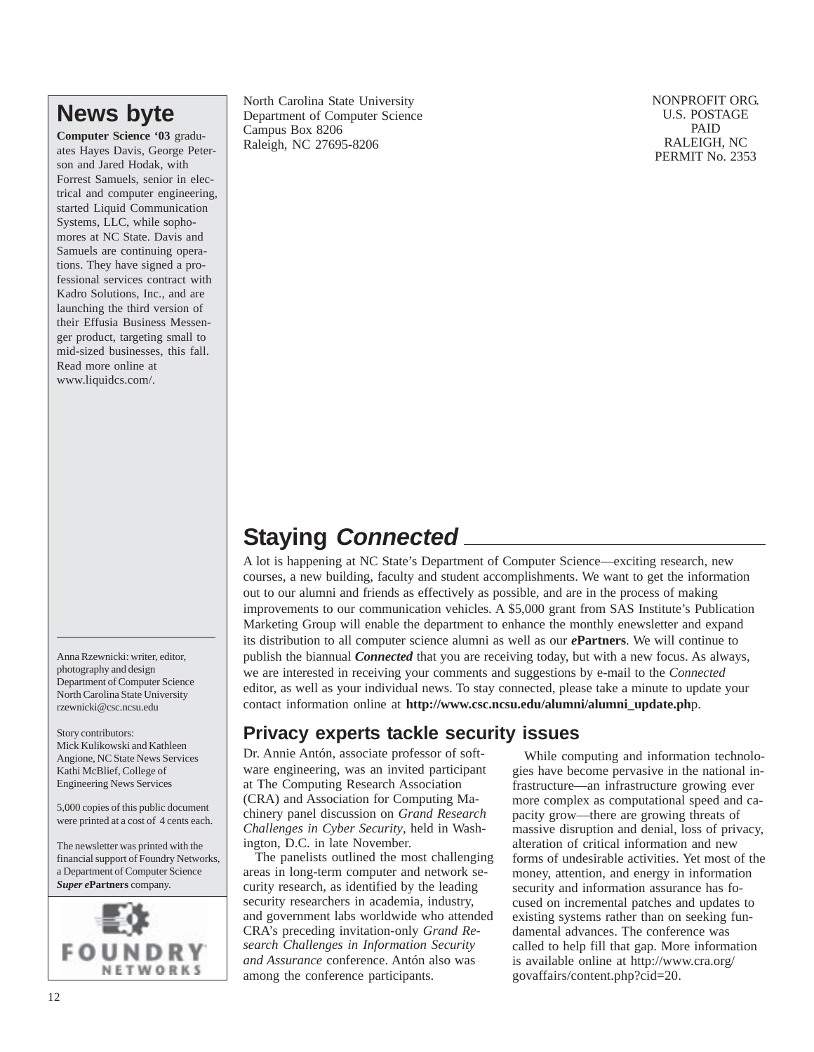## News byte

**Computer Science '03** graduates Hayes Davis, George Peterson and Jared Hodak, with Forrest Samuels, senior in electrical and computer engineering, started Liquid Communication Systems, LLC, while sophomores at NC State. Davis and Samuels are continuing operations. They have signed a professional services contract with Kadro Solutions, Inc., and are launching the third version of their Effusia Business Messenger product, targeting small to mid-sized businesses, this fall. Read more online at www.liquidcs.com/.

Anna Rzewnicki: writer, editor, photography and design
Department of Computer Science
North Carolina State University
rzewnicki@csc.ncsu.edu

Story contributors:
Mick Kulikowski and Kathleen Angione, NC State News Services
Kathi McBlief, College of Engineering News Services

5,000 copies of this public document were printed at a cost of 4 cents each.

The newsletter was printed with the financial support of Foundry Networks, a Department of Computer Science ***Super e*****Partners** company.

FOUNDRY NETWORKS

North Carolina State University
Department of Computer Science
Campus Box 8206
Raleigh, NC 27695-8206

NONPROFIT ORG.
U.S. POSTAGE
PAID
RALEIGH, NC
PERMIT No. 2353

## Staying *Connected*

A lot is happening at NC State's Department of Computer Science—exciting research, new courses, a new building, faculty and student accomplishments. We want to get the information out to our alumni and friends as effectively as possible, and are in the process of making improvements to our communication vehicles. A $5,000 grant from SAS Institute's Publication Marketing Group will enable the department to enhance the monthly enewsletter and expand its distribution to all computer science alumni as well as our ***e*****Partners**. We will continue to publish the biannual ***Connected*** that you are receiving today, but with a new focus. As always, we are interested in receiving your comments and suggestions by e-mail to the *Connected* editor, as well as your individual news. To stay connected, please take a minute to update your contact information online at **http://www.csc.ncsu.edu/alumni/alumni_update.ph**p.

## Privacy experts tackle security issues

Dr. Annie Antón, associate professor of software engineering, was an invited participant at The Computing Research Association (CRA) and Association for Computing Machinery panel discussion on *Grand Research Challenges in Cyber Security*, held in Washington, D.C. in late November.

The panelists outlined the most challenging areas in long-term computer and network security research, as identified by the leading security researchers in academia, industry, and government labs worldwide who attended CRA's preceding invitation-only *Grand Research Challenges in Information Security and Assurance* conference. Antón also was among the conference participants.

While computing and information technologies have become pervasive in the national infrastructure—an infrastructure growing ever more complex as computational speed and capacity grow—there are growing threats of massive disruption and denial, loss of privacy, alteration of critical information and new forms of undesirable activities. Yet most of the money, attention, and energy in information security and information assurance has focused on incremental patches and updates to existing systems rather than on seeking fundamental advances. The conference was called to help fill that gap. More information is available online at http://www.cra.org/govaffairs/content.php?cid=20.